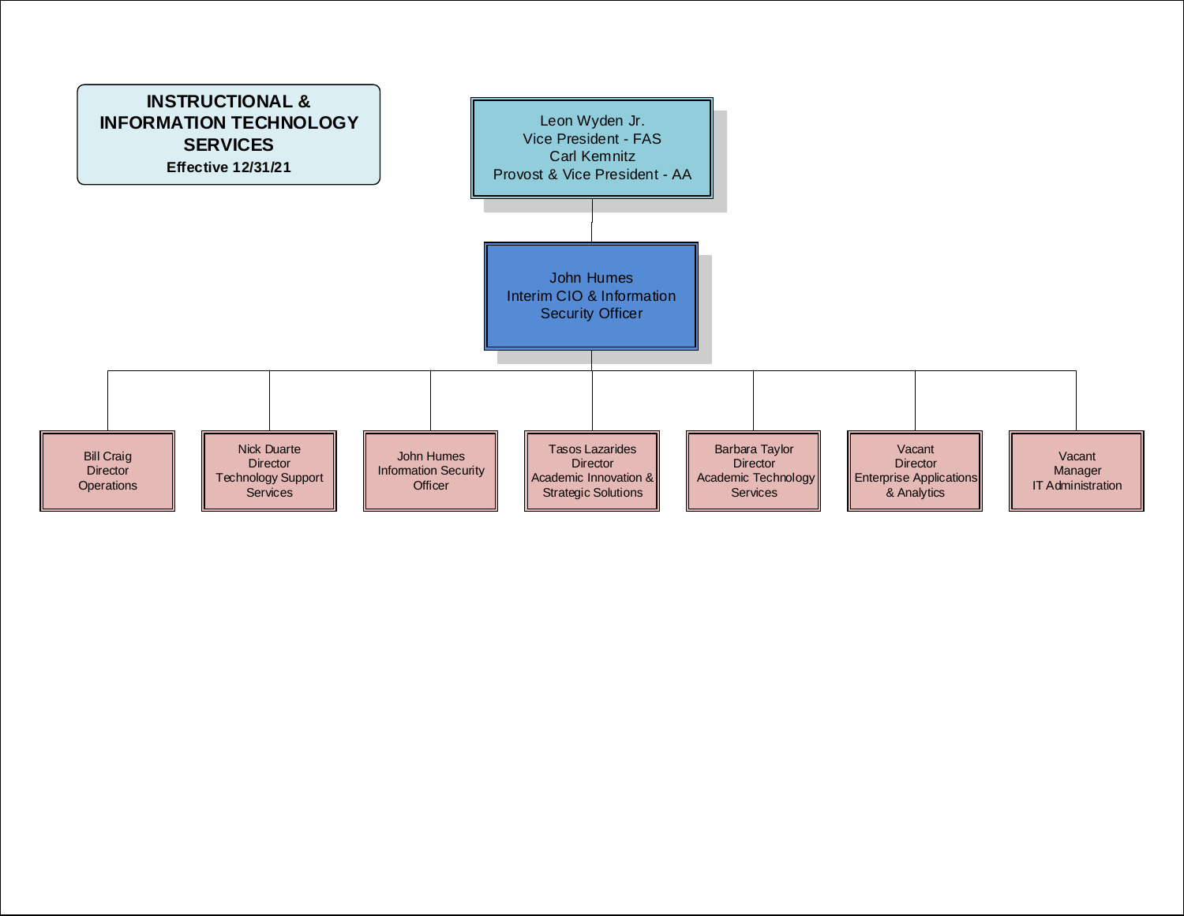# INSTRUCTIONAL & INFORMATION TECHNOLOGY SERVICES

**Effective 12/31/21**

Leon Wyden Jr.
Vice President - FAS
Carl Kemnitz
Provost & Vice President - AA

John Humes
Interim CIO & Information Security Officer

- Bill Craig
  Director
  Operations
- Nick Duarte
  Director
  Technology Support Services
- John Humes
  Information Security Officer
- Tasos Lazarides
  Director
  Academic Innovation & Strategic Solutions
- Barbara Taylor
  Director
  Academic Technology Services
- Vacant
  Director
  Enterprise Applications & Analytics
- Vacant
  Manager
  IT Administration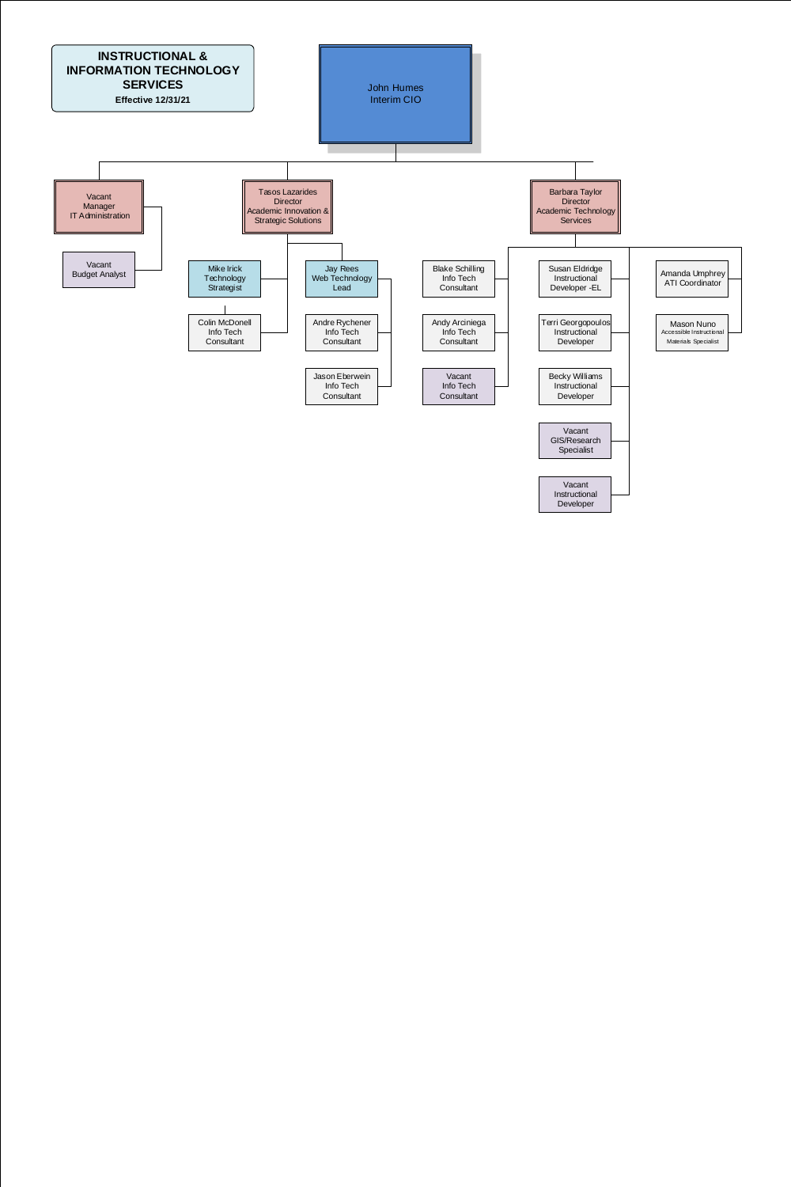# INSTRUCTIONAL & INFORMATION TECHNOLOGY SERVICES

**Effective 12/31/21**

- John Humes, Interim CIO
  - Vacant, Manager, IT Administration
    - Vacant, Budget Analyst
  - Tasos Lazarides, Director, Academic Innovation & Strategic Solutions
    - Mike Irick, Technology Strategist
      - Colin McDonell, Info Tech Consultant
    - Jay Rees, Web Technology Lead
      - Andre Rychener, Info Tech Consultant
      - Jason Eberwein, Info Tech Consultant
  - Barbara Taylor, Director, Academic Technology Services
    - Blake Schilling, Info Tech Consultant
    - Andy Arciniega, Info Tech Consultant
    - Vacant, Info Tech Consultant
    - Susan Eldridge, Instructional Developer -EL
    - Terri Georgopoulos, Instructional Developer
    - Becky Williams, Instructional Developer
    - Vacant, GIS/Research Specialist
    - Vacant, Instructional Developer
    - Amanda Umphrey, ATI Coordinator
    - Mason Nuno, Accessible Instructional Materials Specialist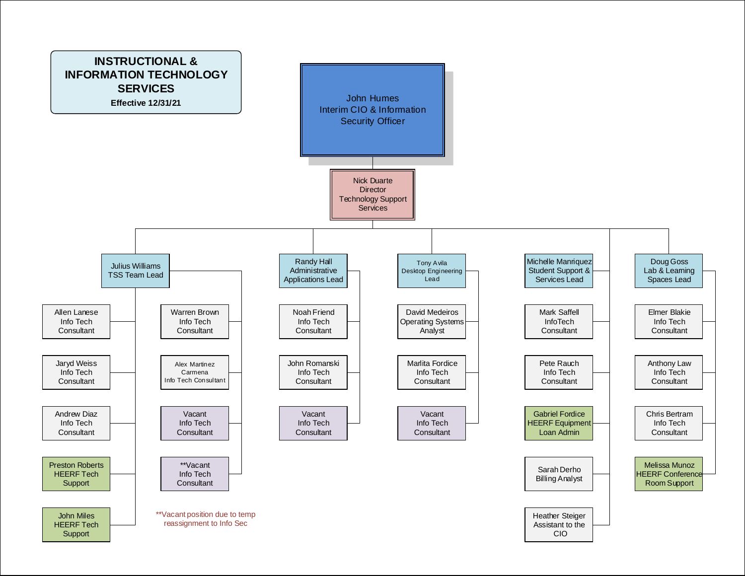# INSTRUCTIONAL & INFORMATION TECHNOLOGY SERVICES

**Effective 12/31/21**

- **John Humes** — Interim CIO & Information Security Officer
  - **Nick Duarte** — Director Technology Support Services
    - **Julius Williams** — TSS Team Lead
      - Allen Lanese — Info Tech Consultant
      - Jaryd Weiss — Info Tech Consultant
      - Andrew Diaz — Info Tech Consultant
      - Preston Roberts — HEERF Tech Support
      - John Miles — HEERF Tech Support
      - Warren Brown — Info Tech Consultant
      - Alex Martinez Carmena — Info Tech Consultant
      - Vacant — Info Tech Consultant
      - **Vacant — Info Tech Consultant
    - **Randy Hall** — Administrative Applications Lead
      - Noah Friend — Info Tech Consultant
      - John Romanski — Info Tech Consultant
      - Vacant — Info Tech Consultant
    - **Tony Avila** — Desktop Engineering Lead
      - David Medeiros — Operating Systems Analyst
      - Marlita Fordice — Info Tech Consultant
      - Vacant — Info Tech Consultant
    - **Michelle Manriquez** — Student Support & Services Lead
      - Mark Saffell — InfoTech Consultant
      - Pete Rauch — Info Tech Consultant
      - Gabriel Fordice — HEERF Equipment Loan Admin
      - Sarah Derho — Billing Analyst
      - Heather Steiger — Assistant to the CIO
    - **Doug Goss** — Lab & Learning Spaces Lead
      - Elmer Blakie — Info Tech Consultant
      - Anthony Law — Info Tech Consultant
      - Chris Bertram — Info Tech Consultant
      - Melissa Munoz — HEERF Conference Room Support

**Vacant position due to temp reassignment to Info Sec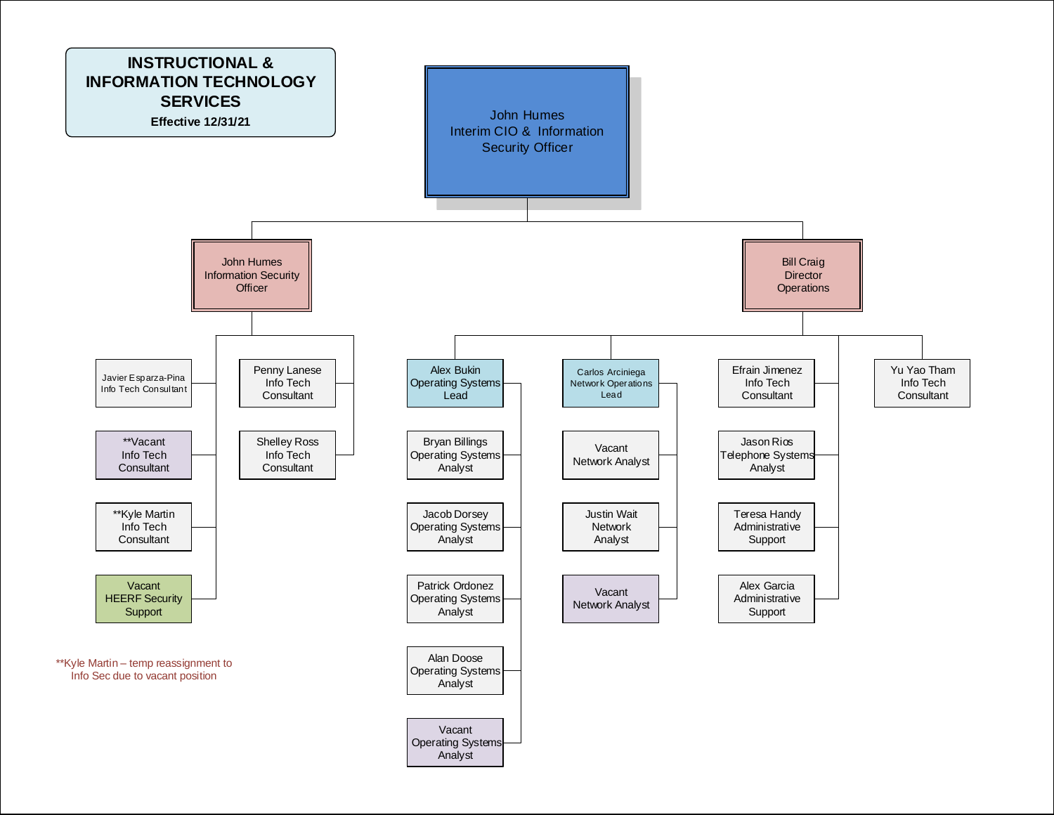# INSTRUCTIONAL & INFORMATION TECHNOLOGY SERVICES

**Effective 12/31/21**

- **John Humes** – Interim CIO & Information Security Officer
  - **John Humes** – Information Security Officer
    - Javier Esparza-Pina – Info Tech Consultant
    - **Vacant – Info Tech Consultant
    - **Kyle Martin – Info Tech Consultant
    - Vacant – HEERF Security Support
    - Penny Lanese – Info Tech Consultant
    - Shelley Ross – Info Tech Consultant
  - **Bill Craig** – Director Operations
    - Alex Bukin – Operating Systems Lead
      - Bryan Billings – Operating Systems Analyst
      - Jacob Dorsey – Operating Systems Analyst
      - Patrick Ordonez – Operating Systems Analyst
      - Alan Doose – Operating Systems Analyst
      - Vacant – Operating Systems Analyst
    - Carlos Arciniega – Network Operations Lead
      - Vacant – Network Analyst
      - Justin Wait – Network Analyst
      - Vacant – Network Analyst
    - Efrain Jimenez – Info Tech Consultant
    - Jason Rios – Telephone Systems Analyst
    - Teresa Handy – Administrative Support
    - Alex Garcia – Administrative Support
    - Yu Yao Tham – Info Tech Consultant

**Kyle Martin – temp reassignment to Info Sec due to vacant position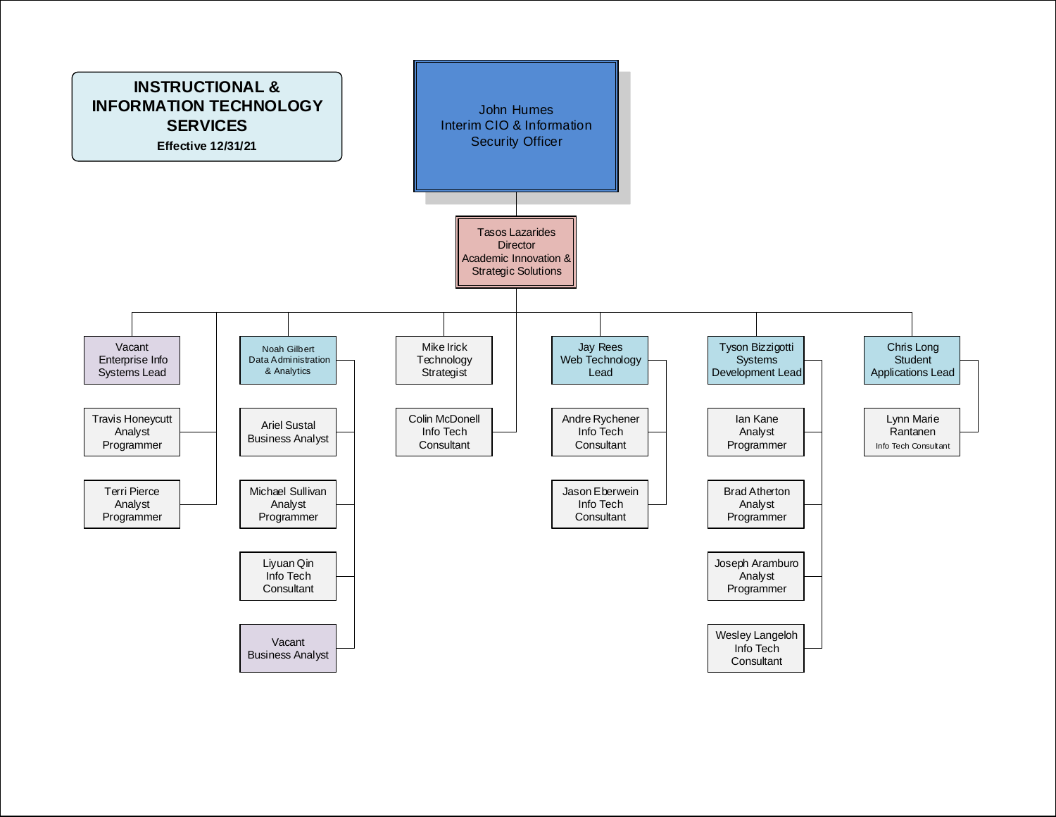# INSTRUCTIONAL & INFORMATION TECHNOLOGY SERVICES

**Effective 12/31/21**

John Humes
Interim CIO & Information Security Officer

Tasos Lazarides
Director
Academic Innovation & Strategic Solutions

- Vacant
  Enterprise Info Systems Lead
  - Travis Honeycutt
    Analyst Programmer
  - Terri Pierce
    Analyst Programmer
- Noah Gilbert
  Data Administration & Analytics
  - Ariel Sustal
    Business Analyst
  - Michael Sullivan
    Analyst Programmer
  - Liyuan Qin
    Info Tech Consultant
  - Vacant
    Business Analyst
- Mike Irick
  Technology Strategist
- Colin McDonell
  Info Tech Consultant
- Jay Rees
  Web Technology Lead
  - Andre Rychener
    Info Tech Consultant
  - Jason Eberwein
    Info Tech Consultant
- Tyson Bizzigotti
  Systems Development Lead
  - Ian Kane
    Analyst Programmer
  - Brad Atherton
    Analyst Programmer
  - Joseph Aramburo
    Analyst Programmer
  - Wesley Langeloh
    Info Tech Consultant
- Chris Long
  Student Applications Lead
  - Lynn Marie Rantanen
    Info Tech Consultant